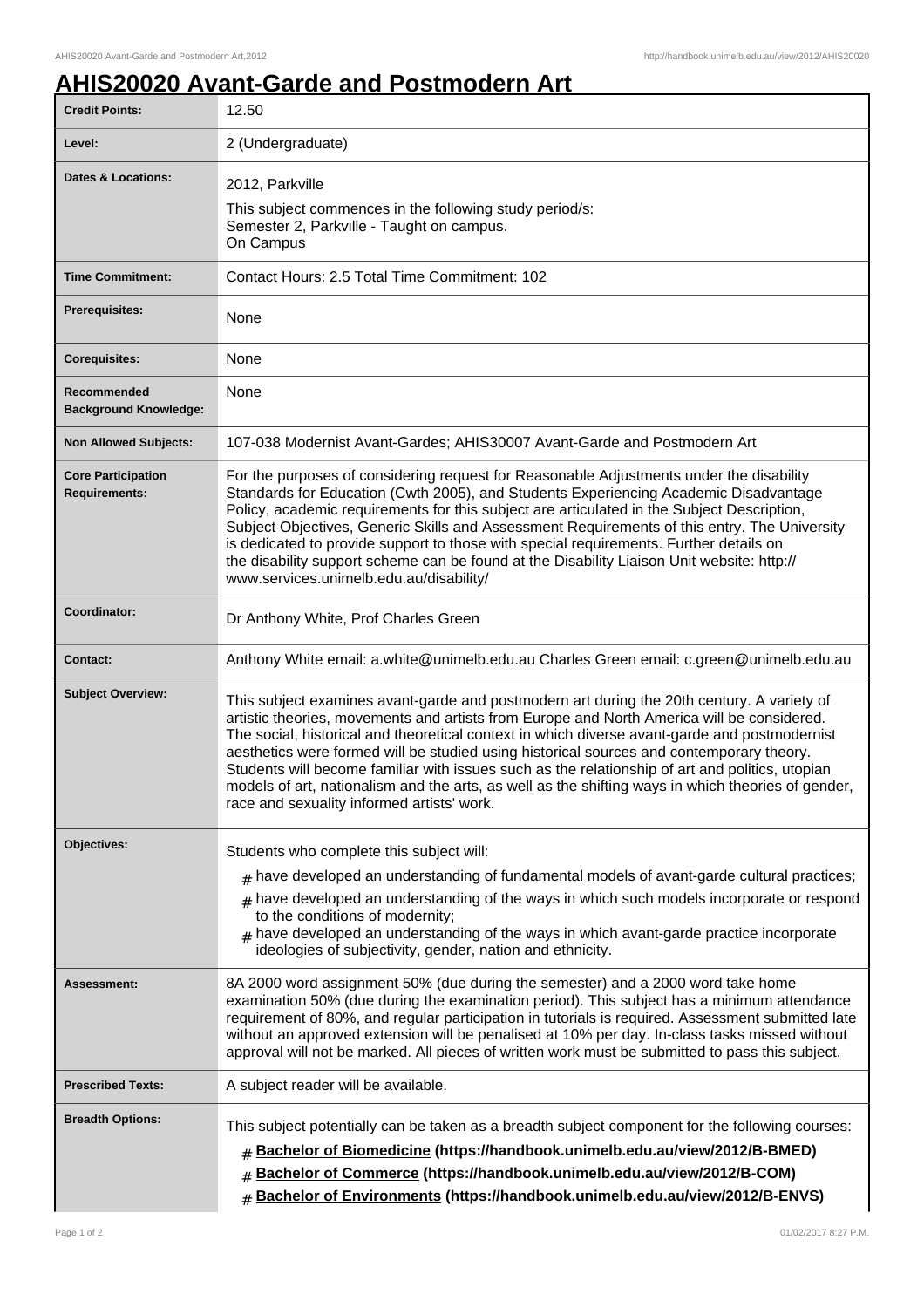# AHIS20020 Avant-Garde and Postmodern Art

| | |
|---|---|
| **Credit Points:** | 12.50 |
| **Level:** | 2 (Undergraduate) |
| **Dates & Locations:** | 2012, Parkville<br>This subject commences in the following study period/s:<br>Semester 2, Parkville - Taught on campus.<br>On Campus |
| **Time Commitment:** | Contact Hours: 2.5 Total Time Commitment: 102 |
| **Prerequisites:** | None |
| **Corequisites:** | None |
| **Recommended Background Knowledge:** | None |
| **Non Allowed Subjects:** | 107-038 Modernist Avant-Gardes; AHIS30007 Avant-Garde and Postmodern Art |
| **Core Participation Requirements:** | For the purposes of considering request for Reasonable Adjustments under the disability Standards for Education (Cwth 2005), and Students Experiencing Academic Disadvantage Policy, academic requirements for this subject are articulated in the Subject Description, Subject Objectives, Generic Skills and Assessment Requirements of this entry. The University is dedicated to provide support to those with special requirements. Further details on the disability support scheme can be found at the Disability Liaison Unit website: http://www.services.unimelb.edu.au/disability/ |
| **Coordinator:** | Dr Anthony White, Prof Charles Green |
| **Contact:** | Anthony White email: a.white@unimelb.edu.au Charles Green email: c.green@unimelb.edu.au |
| **Subject Overview:** | This subject examines avant-garde and postmodern art during the 20th century. A variety of artistic theories, movements and artists from Europe and North America will be considered. The social, historical and theoretical context in which diverse avant-garde and postmodernist aesthetics were formed will be studied using historical sources and contemporary theory. Students will become familiar with issues such as the relationship of art and politics, utopian models of art, nationalism and the arts, as well as the shifting ways in which theories of gender, race and sexuality informed artists' work. |
| **Objectives:** | Students who complete this subject will:<br># have developed an understanding of fundamental models of avant-garde cultural practices;<br># have developed an understanding of the ways in which such models incorporate or respond to the conditions of modernity;<br># have developed an understanding of the ways in which avant-garde practice incorporate ideologies of subjectivity, gender, nation and ethnicity. |
| **Assessment:** | 8A 2000 word assignment 50% (due during the semester) and a 2000 word take home examination 50% (due during the examination period). This subject has a minimum attendance requirement of 80%, and regular participation in tutorials is required. Assessment submitted late without an approved extension will be penalised at 10% per day. In-class tasks missed without approval will not be marked. All pieces of written work must be submitted to pass this subject. |
| **Prescribed Texts:** | A subject reader will be available. |
| **Breadth Options:** | This subject potentially can be taken as a breadth subject component for the following courses:<br># **Bachelor of Biomedicine (https://handbook.unimelb.edu.au/view/2012/B-BMED)**<br># **Bachelor of Commerce (https://handbook.unimelb.edu.au/view/2012/B-COM)**<br># **Bachelor of Environments (https://handbook.unimelb.edu.au/view/2012/B-ENVS)** |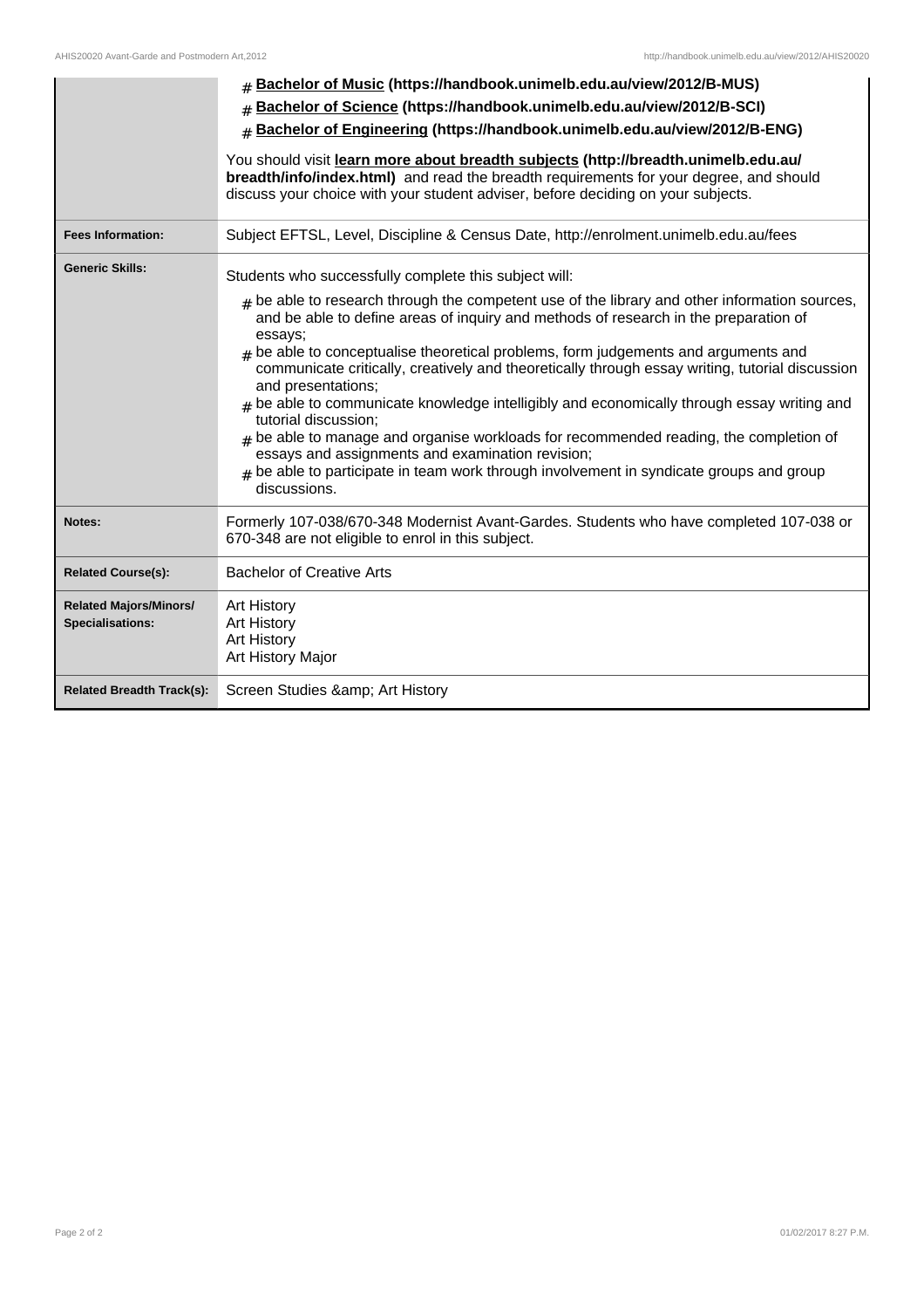| | |
|---|---|
| | # **Bachelor of Music (https://handbook.unimelb.edu.au/view/2012/B-MUS)**<br># **Bachelor of Science (https://handbook.unimelb.edu.au/view/2012/B-SCI)**<br># **Bachelor of Engineering (https://handbook.unimelb.edu.au/view/2012/B-ENG)**<br><br>You should visit **learn more about breadth subjects (http://breadth.unimelb.edu.au/breadth/info/index.html)** and read the breadth requirements for your degree, and should discuss your choice with your student adviser, before deciding on your subjects. |
| **Fees Information:** | Subject EFTSL, Level, Discipline & Census Date, http://enrolment.unimelb.edu.au/fees |
| **Generic Skills:** | Students who successfully complete this subject will:<br># be able to research through the competent use of the library and other information sources, and be able to define areas of inquiry and methods of research in the preparation of essays;<br># be able to conceptualise theoretical problems, form judgements and arguments and communicate critically, creatively and theoretically through essay writing, tutorial discussion and presentations;<br># be able to communicate knowledge intelligibly and economically through essay writing and tutorial discussion;<br># be able to manage and organise workloads for recommended reading, the completion of essays and assignments and examination revision;<br># be able to participate in team work through involvement in syndicate groups and group discussions. |
| **Notes:** | Formerly 107-038/670-348 Modernist Avant-Gardes. Students who have completed 107-038 or 670-348 are not eligible to enrol in this subject. |
| **Related Course(s):** | Bachelor of Creative Arts |
| **Related Majors/Minors/ Specialisations:** | Art History<br>Art History<br>Art History<br>Art History Major |
| **Related Breadth Track(s):** | Screen Studies &amp; Art History |